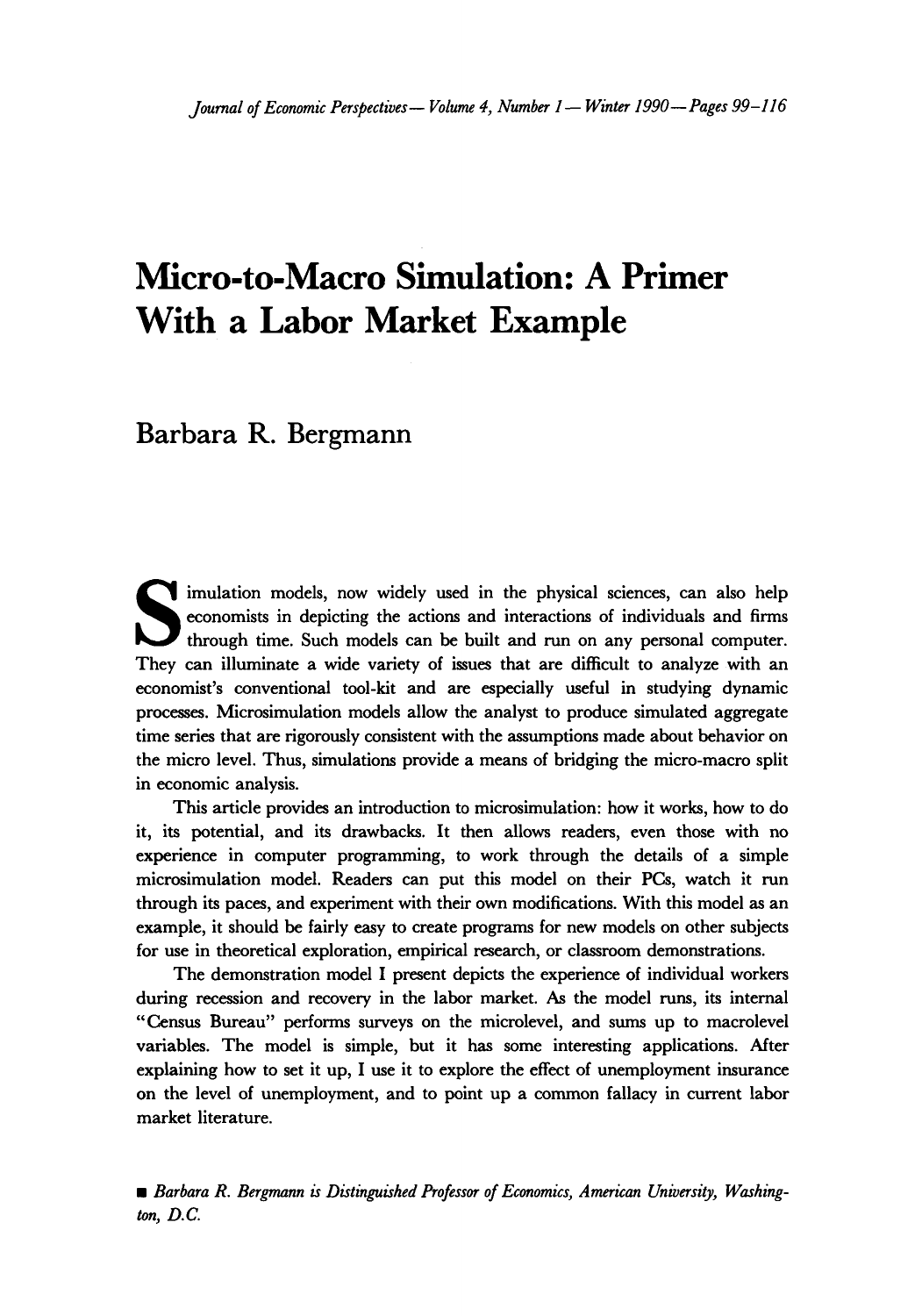# Micro-to-Macro Simulation: A Primer With a Labor Market Example

Barbara R. Bergmann

Simulation models, now widely used in the physical sciences, can also help economists in depicting the actions and interactions of individuals and firms through time. Such models can be built and run on any personal computer. They can illuminate a wide variety of issues that are difficult to analyze with an economist's conventional tool-kit and are especially useful in studying dynamic processes. Microsimulation models allow the analyst to produce simulated aggregate time series that are rigorously consistent with the assumptions made about behavior on the micro level. Thus, simulations provide a means of bridging the micro-macro split in economic analysis.

This article provides an introduction to microsimulation: how it works, how to do it, its potential, and its drawbacks. It then allows readers, even those with no experience in computer programming, to work through the details of a simple microsimulation model. Readers can put this model on their PCs, watch it run through its paces, and experiment with their own modifications. With this model as an example, it should be fairly easy to create programs for new models on other subjects for use in theoretical exploration, empirical research, or classroom demonstrations.

The demonstration model I present depicts the experience of individual workers during recession and recovery in the labor market. As the model runs, its internal "Census Bureau" performs surveys on the microlevel, and sums up to macrolevel variables. The model is simple, but it has some interesting applications. After explaining how to set it up, I use it to explore the effect of unemployment insurance on the level of unemployment, and to point up a common fallacy in current labor market literature.

■ *Barbara R. Bergmann is Distinguished Professor of Economics, American University, Washington, D.C.*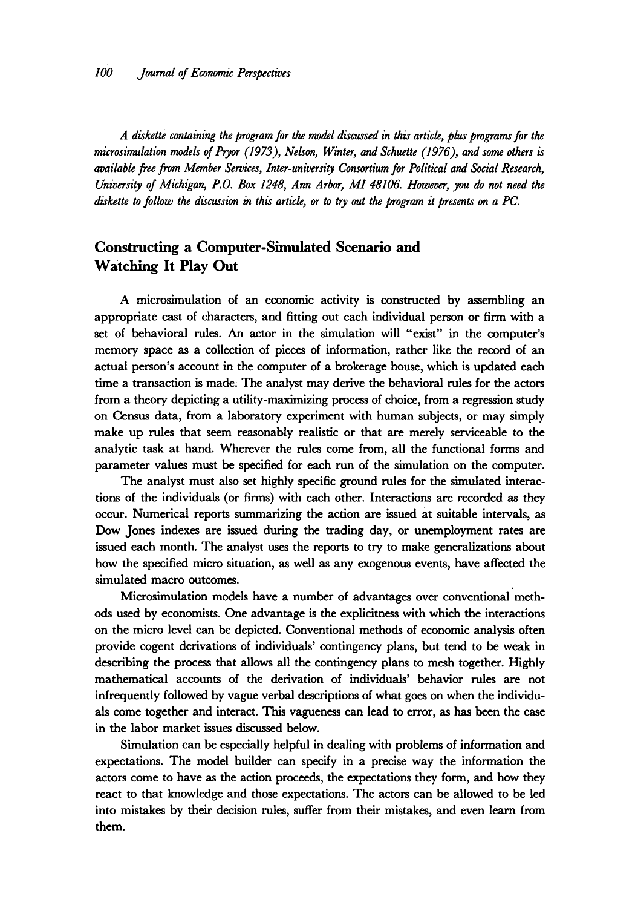*A diskette containing the program for the model discussed in this article, plus programs for the microsimulation models of Pryor (1973), Nelson, Winter, and Schuette (1976), and some others is available free from Member Services, Inter-university Consortium for Political and Social Research, University of Michigan, P.O. Box 1248, Ann Arbor, MI 48106. However, you do not need the diskette to follow the discussion in this article, or to try out the program it presents on a PC.*

## Constructing a Computer-Simulated Scenario and Watching It Play Out

A microsimulation of an economic activity is constructed by assembling an appropriate cast of characters, and fitting out each individual person or firm with a set of behavioral rules. An actor in the simulation will "exist" in the computer's memory space as a collection of pieces of information, rather like the record of an actual person's account in the computer of a brokerage house, which is updated each time a transaction is made. The analyst may derive the behavioral rules for the actors from a theory depicting a utility-maximizing process of choice, from a regression study on Census data, from a laboratory experiment with human subjects, or may simply make up rules that seem reasonably realistic or that are merely serviceable to the analytic task at hand. Wherever the rules come from, all the functional forms and parameter values must be specified for each run of the simulation on the computer.

The analyst must also set highly specific ground rules for the simulated interactions of the individuals (or firms) with each other. Interactions are recorded as they occur. Numerical reports summarizing the action are issued at suitable intervals, as Dow Jones indexes are issued during the trading day, or unemployment rates are issued each month. The analyst uses the reports to try to make generalizations about how the specified micro situation, as well as any exogenous events, have affected the simulated macro outcomes.

Microsimulation models have a number of advantages over conventional methods used by economists. One advantage is the explicitness with which the interactions on the micro level can be depicted. Conventional methods of economic analysis often provide cogent derivations of individuals' contingency plans, but tend to be weak in describing the process that allows all the contingency plans to mesh together. Highly mathematical accounts of the derivation of individuals' behavior rules are not infrequently followed by vague verbal descriptions of what goes on when the individuals come together and interact. This vagueness can lead to error, as has been the case in the labor market issues discussed below.

Simulation can be especially helpful in dealing with problems of information and expectations. The model builder can specify in a precise way the information the actors come to have as the action proceeds, the expectations they form, and how they react to that knowledge and those expectations. The actors can be allowed to be led into mistakes by their decision rules, suffer from their mistakes, and even learn from them.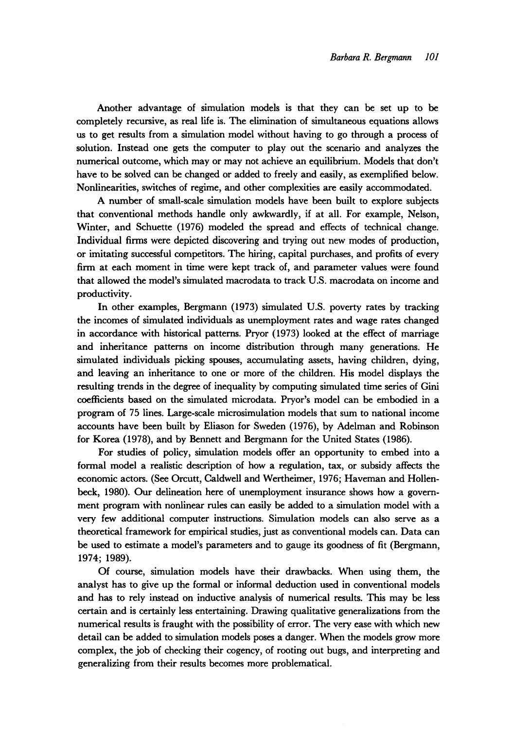Another advantage of simulation models is that they can be set up to be completely recursive, as real life is. The elimination of simultaneous equations allows us to get results from a simulation model without having to go through a process of solution. Instead one gets the computer to play out the scenario and analyzes the numerical outcome, which may or may not achieve an equilibrium. Models that don't have to be solved can be changed or added to freely and easily, as exemplified below. Nonlinearities, switches of regime, and other complexities are easily accommodated.

A number of small-scale simulation models have been built to explore subjects that conventional methods handle only awkwardly, if at all. For example, Nelson, Winter, and Schuette (1976) modeled the spread and effects of technical change. Individual firms were depicted discovering and trying out new modes of production, or imitating successful competitors. The hiring, capital purchases, and profits of every firm at each moment in time were kept track of, and parameter values were found that allowed the model's simulated macrodata to track U.S. macrodata on income and productivity.

In other examples, Bergmann (1973) simulated U.S. poverty rates by tracking the incomes of simulated individuals as unemployment rates and wage rates changed in accordance with historical patterns. Pryor (1973) looked at the effect of marriage and inheritance patterns on income distribution through many generations. He simulated individuals picking spouses, accumulating assets, having children, dying, and leaving an inheritance to one or more of the children. His model displays the resulting trends in the degree of inequality by computing simulated time series of Gini coefficients based on the simulated microdata. Pryor's model can be embodied in a program of 75 lines. Large-scale microsimulation models that sum to national income accounts have been built by Eliason for Sweden (1976), by Adelman and Robinson for Korea (1978), and by Bennett and Bergmann for the United States (1986).

For studies of policy, simulation models offer an opportunity to embed into a formal model a realistic description of how a regulation, tax, or subsidy affects the economic actors. (See Orcutt, Caldwell and Wertheimer, 1976; Haveman and Hollenbeck, 1980). Our delineation here of unemployment insurance shows how a government program with nonlinear rules can easily be added to a simulation model with a very few additional computer instructions. Simulation models can also serve as a theoretical framework for empirical studies, just as conventional models can. Data can be used to estimate a model's parameters and to gauge its goodness of fit (Bergmann, 1974; 1989).

Of course, simulation models have their drawbacks. When using them, the analyst has to give up the formal or informal deduction used in conventional models and has to rely instead on inductive analysis of numerical results. This may be less certain and is certainly less entertaining. Drawing qualitative generalizations from the numerical results is fraught with the possibility of error. The very ease with which new detail can be added to simulation models poses a danger. When the models grow more complex, the job of checking their cogency, of rooting out bugs, and interpreting and generalizing from their results becomes more problematical.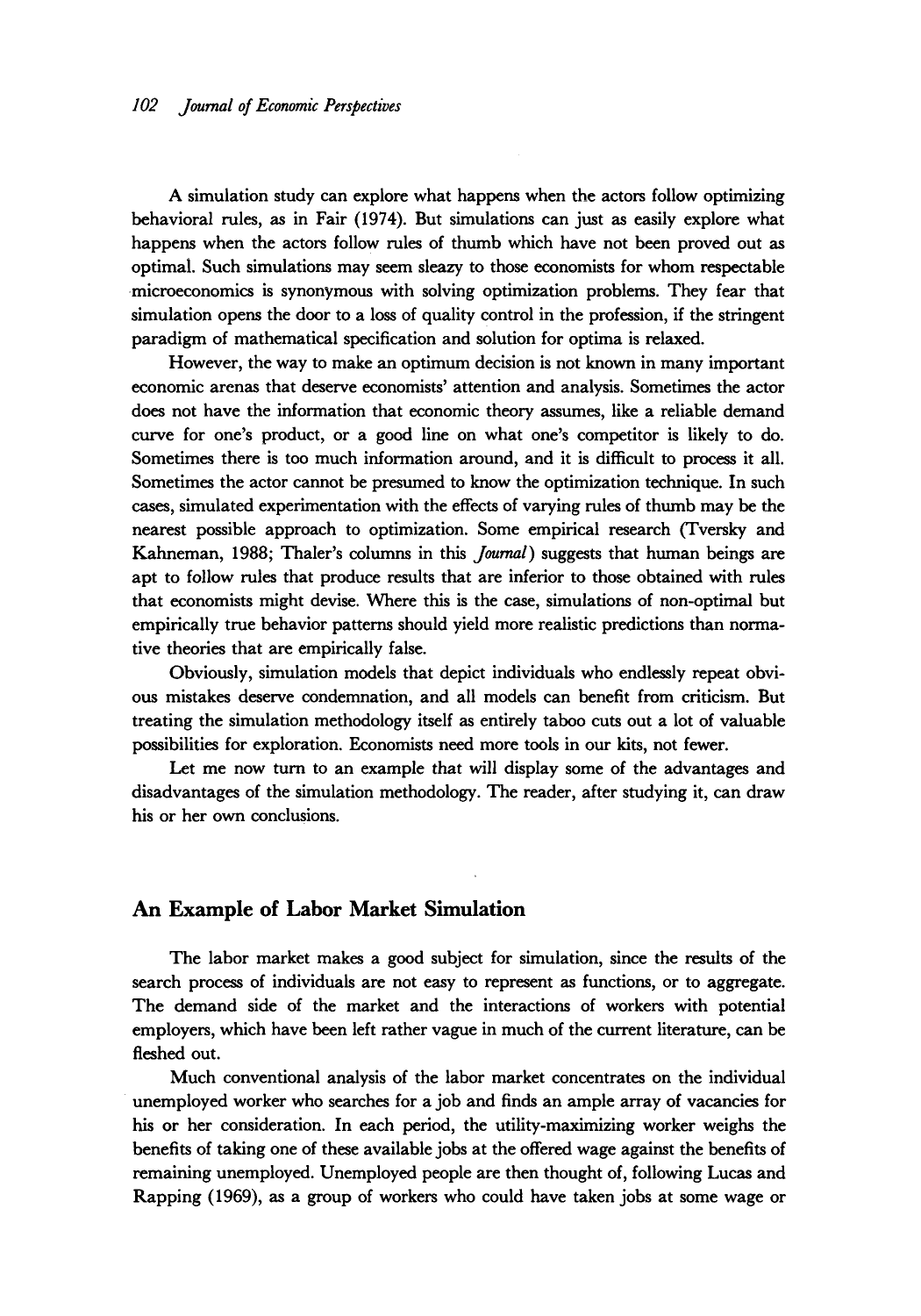A simulation study can explore what happens when the actors follow optimizing behavioral rules, as in Fair (1974). But simulations can just as easily explore what happens when the actors follow rules of thumb which have not been proved out as optimal. Such simulations may seem sleazy to those economists for whom respectable microeconomics is synonymous with solving optimization problems. They fear that simulation opens the door to a loss of quality control in the profession, if the stringent paradigm of mathematical specification and solution for optima is relaxed.

However, the way to make an optimum decision is not known in many important economic arenas that deserve economists' attention and analysis. Sometimes the actor does not have the information that economic theory assumes, like a reliable demand curve for one's product, or a good line on what one's competitor is likely to do. Sometimes there is too much information around, and it is difficult to process it all. Sometimes the actor cannot be presumed to know the optimization technique. In such cases, simulated experimentation with the effects of varying rules of thumb may be the nearest possible approach to optimization. Some empirical research (Tversky and Kahneman, 1988; Thaler's columns in this *Journal*) suggests that human beings are apt to follow rules that produce results that are inferior to those obtained with rules that economists might devise. Where this is the case, simulations of non-optimal but empirically true behavior patterns should yield more realistic predictions than normative theories that are empirically false.

Obviously, simulation models that depict individuals who endlessly repeat obvious mistakes deserve condemnation, and all models can benefit from criticism. But treating the simulation methodology itself as entirely taboo cuts out a lot of valuable possibilities for exploration. Economists need more tools in our kits, not fewer.

Let me now turn to an example that will display some of the advantages and disadvantages of the simulation methodology. The reader, after studying it, can draw his or her own conclusions.

## An Example of Labor Market Simulation

The labor market makes a good subject for simulation, since the results of the search process of individuals are not easy to represent as functions, or to aggregate. The demand side of the market and the interactions of workers with potential employers, which have been left rather vague in much of the current literature, can be fleshed out.

Much conventional analysis of the labor market concentrates on the individual unemployed worker who searches for a job and finds an ample array of vacancies for his or her consideration. In each period, the utility-maximizing worker weighs the benefits of taking one of these available jobs at the offered wage against the benefits of remaining unemployed. Unemployed people are then thought of, following Lucas and Rapping (1969), as a group of workers who could have taken jobs at some wage or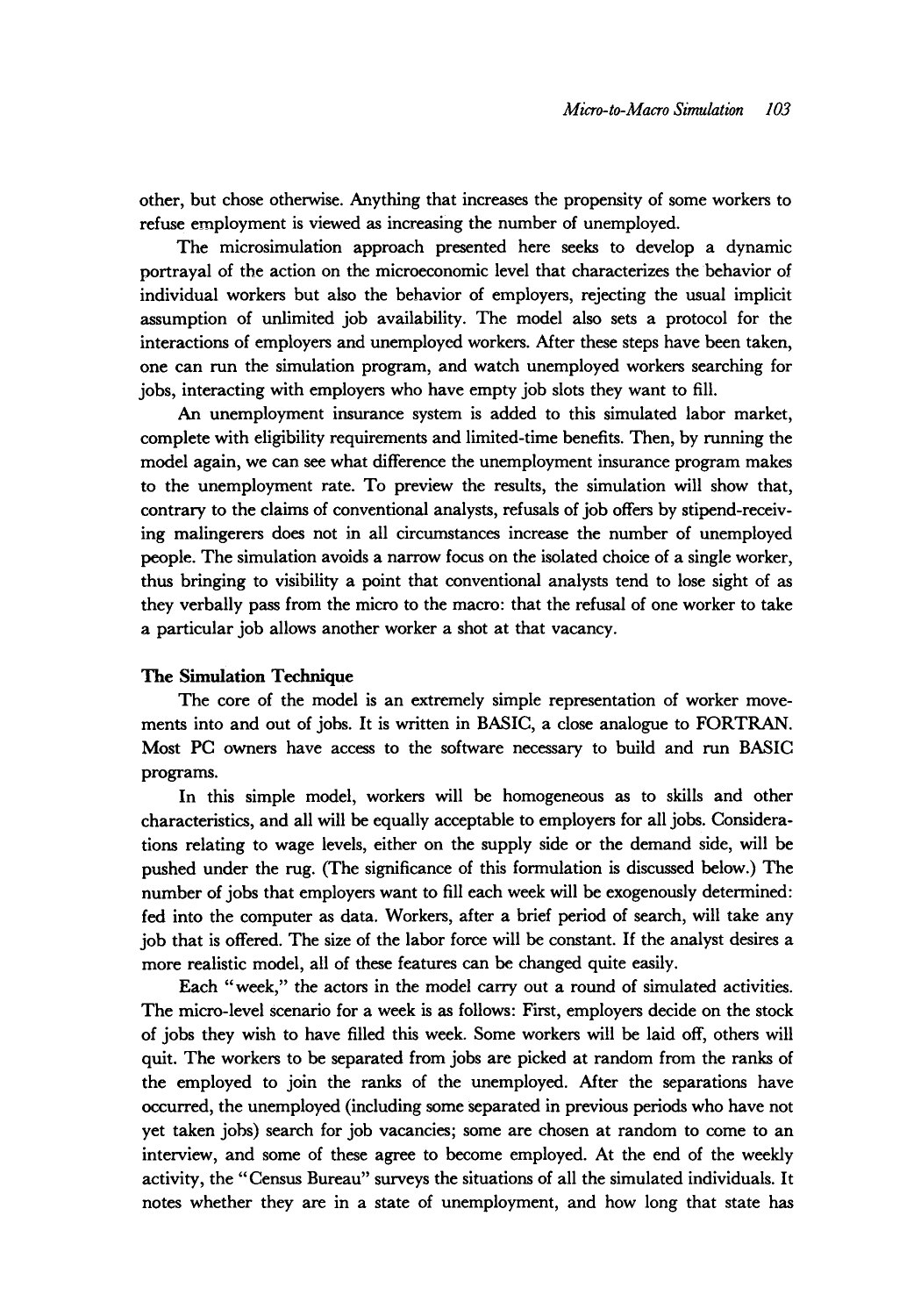other, but chose otherwise. Anything that increases the propensity of some workers to refuse employment is viewed as increasing the number of unemployed.

The microsimulation approach presented here seeks to develop a dynamic portrayal of the action on the microeconomic level that characterizes the behavior of individual workers but also the behavior of employers, rejecting the usual implicit assumption of unlimited job availability. The model also sets a protocol for the interactions of employers and unemployed workers. After these steps have been taken, one can run the simulation program, and watch unemployed workers searching for jobs, interacting with employers who have empty job slots they want to fill.

An unemployment insurance system is added to this simulated labor market, complete with eligibility requirements and limited-time benefits. Then, by running the model again, we can see what difference the unemployment insurance program makes to the unemployment rate. To preview the results, the simulation will show that, contrary to the claims of conventional analysts, refusals of job offers by stipend-receiving malingerers does not in all circumstances increase the number of unemployed people. The simulation avoids a narrow focus on the isolated choice of a single worker, thus bringing to visibility a point that conventional analysts tend to lose sight of as they verbally pass from the micro to the macro: that the refusal of one worker to take a particular job allows another worker a shot at that vacancy.

### The Simulation Technique

The core of the model is an extremely simple representation of worker movements into and out of jobs. It is written in BASIC, a close analogue to FORTRAN. Most PC owners have access to the software necessary to build and run BASIC programs.

In this simple model, workers will be homogeneous as to skills and other characteristics, and all will be equally acceptable to employers for all jobs. Considerations relating to wage levels, either on the supply side or the demand side, will be pushed under the rug. (The significance of this formulation is discussed below.) The number of jobs that employers want to fill each week will be exogenously determined: fed into the computer as data. Workers, after a brief period of search, will take any job that is offered. The size of the labor force will be constant. If the analyst desires a more realistic model, all of these features can be changed quite easily.

Each "week," the actors in the model carry out a round of simulated activities. The micro-level scenario for a week is as follows: First, employers decide on the stock of jobs they wish to have filled this week. Some workers will be laid off, others will quit. The workers to be separated from jobs are picked at random from the ranks of the employed to join the ranks of the unemployed. After the separations have occurred, the unemployed (including some separated in previous periods who have not yet taken jobs) search for job vacancies; some are chosen at random to come to an interview, and some of these agree to become employed. At the end of the weekly activity, the "Census Bureau" surveys the situations of all the simulated individuals. It notes whether they are in a state of unemployment, and how long that state has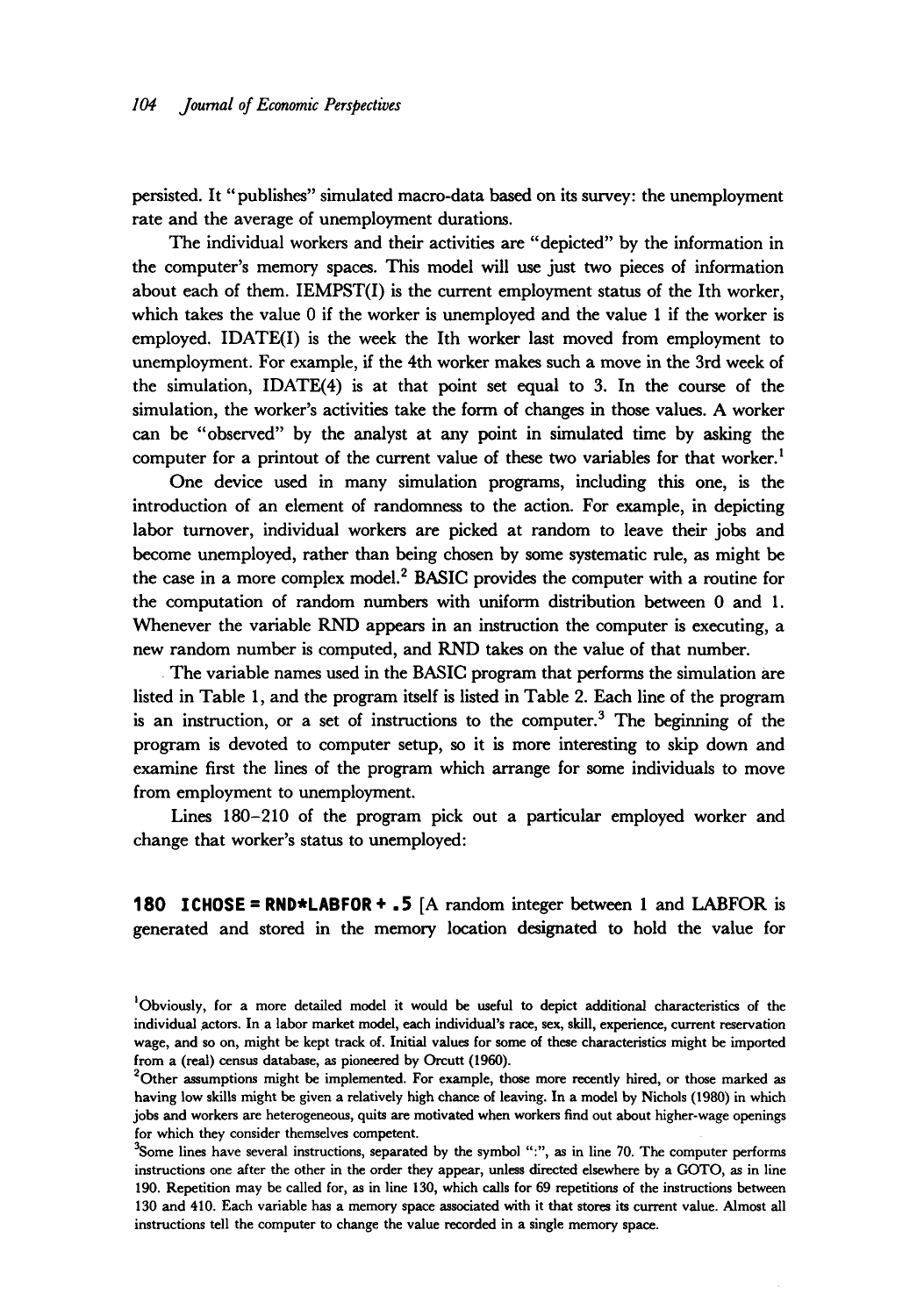persisted. It "publishes" simulated macro-data based on its survey: the unemployment rate and the average of unemployment durations.

The individual workers and their activities are "depicted" by the information in the computer's memory spaces. This model will use just two pieces of information about each of them. IEMPST(I) is the current employment status of the Ith worker, which takes the value 0 if the worker is unemployed and the value 1 if the worker is employed. IDATE(I) is the week the Ith worker last moved from employment to unemployment. For example, if the 4th worker makes such a move in the 3rd week of the simulation, IDATE(4) is at that point set equal to 3. In the course of the simulation, the worker's activities take the form of changes in those values. A worker can be "observed" by the analyst at any point in simulated time by asking the computer for a printout of the current value of these two variables for that worker.[1]

One device used in many simulation programs, including this one, is the introduction of an element of randomness to the action. For example, in depicting labor turnover, individual workers are picked at random to leave their jobs and become unemployed, rather than being chosen by some systematic rule, as might be the case in a more complex model.[2] BASIC provides the computer with a routine for the computation of random numbers with uniform distribution between 0 and 1. Whenever the variable RND appears in an instruction the computer is executing, a new random number is computed, and RND takes on the value of that number.

The variable names used in the BASIC program that performs the simulation are listed in Table 1, and the program itself is listed in Table 2. Each line of the program is an instruction, or a set of instructions to the computer.[3] The beginning of the program is devoted to computer setup, so it is more interesting to skip down and examine first the lines of the program which arrange for some individuals to move from employment to unemployment.

Lines 180–210 of the program pick out a particular employed worker and change that worker's status to unemployed:

**180 ICHOSE = RND*LABFOR + .5** [A random integer between 1 and LABFOR is generated and stored in the memory location designated to hold the value for

---

[1] Obviously, for a more detailed model it would be useful to depict additional characteristics of the individual actors. In a labor market model, each individual's race, sex, skill, experience, current reservation wage, and so on, might be kept track of. Initial values for some of these characteristics might be imported from a (real) census database, as pioneered by Orcutt (1960).

[2] Other assumptions might be implemented. For example, those more recently hired, or those marked as having low skills might be given a relatively high chance of leaving. In a model by Nichols (1980) in which jobs and workers are heterogeneous, quits are motivated when workers find out about higher-wage openings for which they consider themselves competent.

[3] Some lines have several instructions, separated by the symbol ":", as in line 70. The computer performs instructions one after the other in the order they appear, unless directed elsewhere by a GOTO, as in line 190. Repetition may be called for, as in line 130, which calls for 69 repetitions of the instructions between 130 and 410. Each variable has a memory space associated with it that stores its current value. Almost all instructions tell the computer to change the value recorded in a single memory space.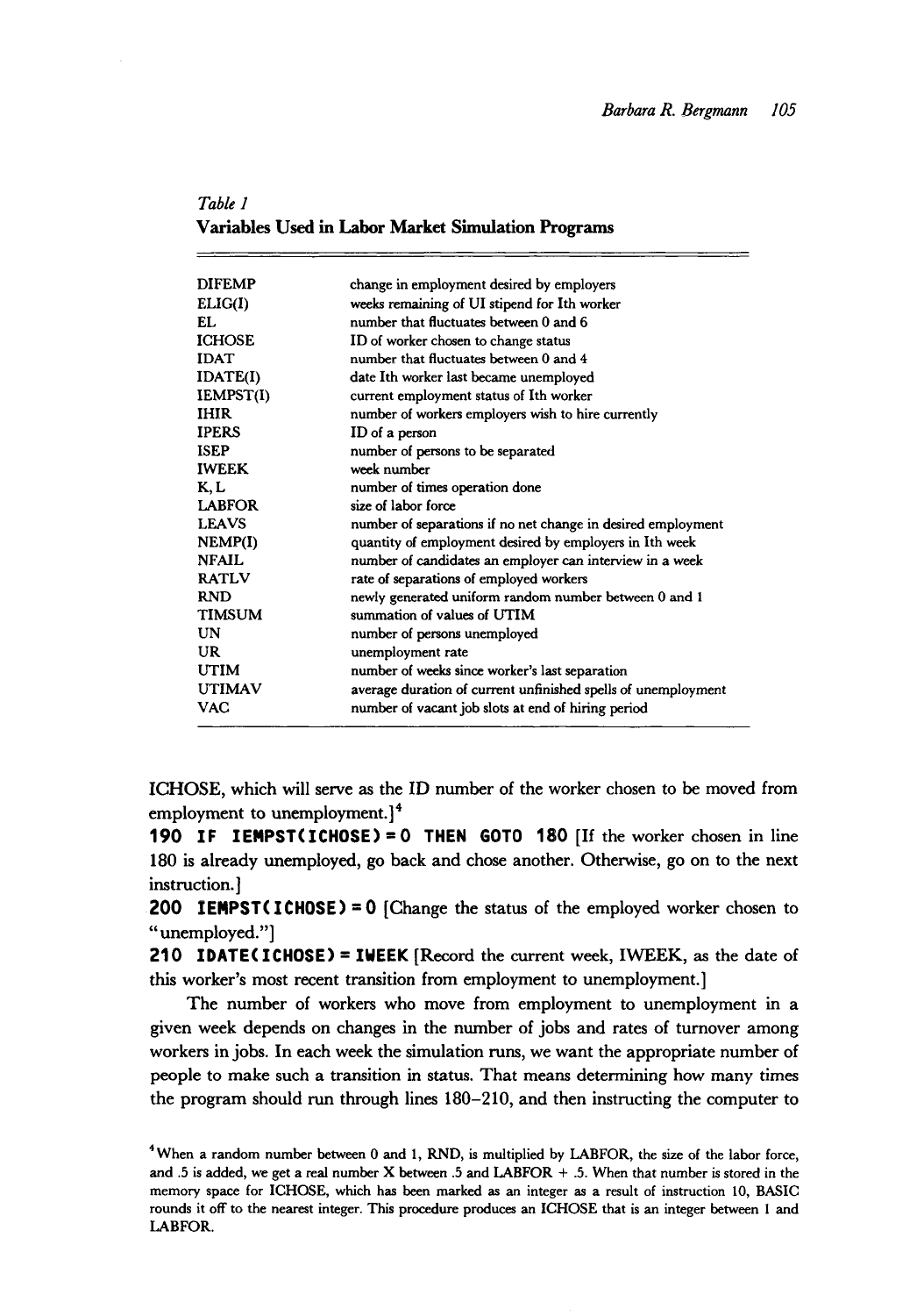*Table 1*
**Variables Used in Labor Market Simulation Programs**

| | |
|---|---|
| DIFEMP | change in employment desired by employers |
| ELIG(I) | weeks remaining of UI stipend for Ith worker |
| EL | number that fluctuates between 0 and 6 |
| ICHOSE | ID of worker chosen to change status |
| IDAT | number that fluctuates between 0 and 4 |
| IDATE(I) | date Ith worker last became unemployed |
| IEMPST(I) | current employment status of Ith worker |
| IHIR | number of workers employers wish to hire currently |
| IPERS | ID of a person |
| ISEP | number of persons to be separated |
| IWEEK | week number |
| K, L | number of times operation done |
| LABFOR | size of labor force |
| LEAVS | number of separations if no net change in desired employment |
| NEMP(I) | quantity of employment desired by employers in Ith week |
| NFAIL | number of candidates an employer can interview in a week |
| RATLV | rate of separations of employed workers |
| RND | newly generated uniform random number between 0 and 1 |
| TIMSUM | summation of values of UTIM |
| UN | number of persons unemployed |
| UR | unemployment rate |
| UTIM | number of weeks since worker's last separation |
| UTIMAV | average duration of current unfinished spells of unemployment |
| VAC | number of vacant job slots at end of hiring period |

ICHOSE, which will serve as the ID number of the worker chosen to be moved from employment to unemployment.][4]

**190 IF IEMPST(ICHOSE) = 0 THEN GOTO 180** [If the worker chosen in line 180 is already unemployed, go back and chose another. Otherwise, go on to the next instruction.]

**200 IEMPST(ICHOSE) = 0** [Change the status of the employed worker chosen to "unemployed."]

**210 IDATE(ICHOSE) = IWEEK** [Record the current week, IWEEK, as the date of this worker's most recent transition from employment to unemployment.]

The number of workers who move from employment to unemployment in a given week depends on changes in the number of jobs and rates of turnover among workers in jobs. In each week the simulation runs, we want the appropriate number of people to make such a transition in status. That means determining how many times the program should run through lines 180–210, and then instructing the computer to

[4] When a random number between 0 and 1, RND, is multiplied by LABFOR, the size of the labor force, and .5 is added, we get a real number X between .5 and LABFOR + .5. When that number is stored in the memory space for ICHOSE, which has been marked as an integer as a result of instruction 10, BASIC rounds it off to the nearest integer. This procedure produces an ICHOSE that is an integer between 1 and LABFOR.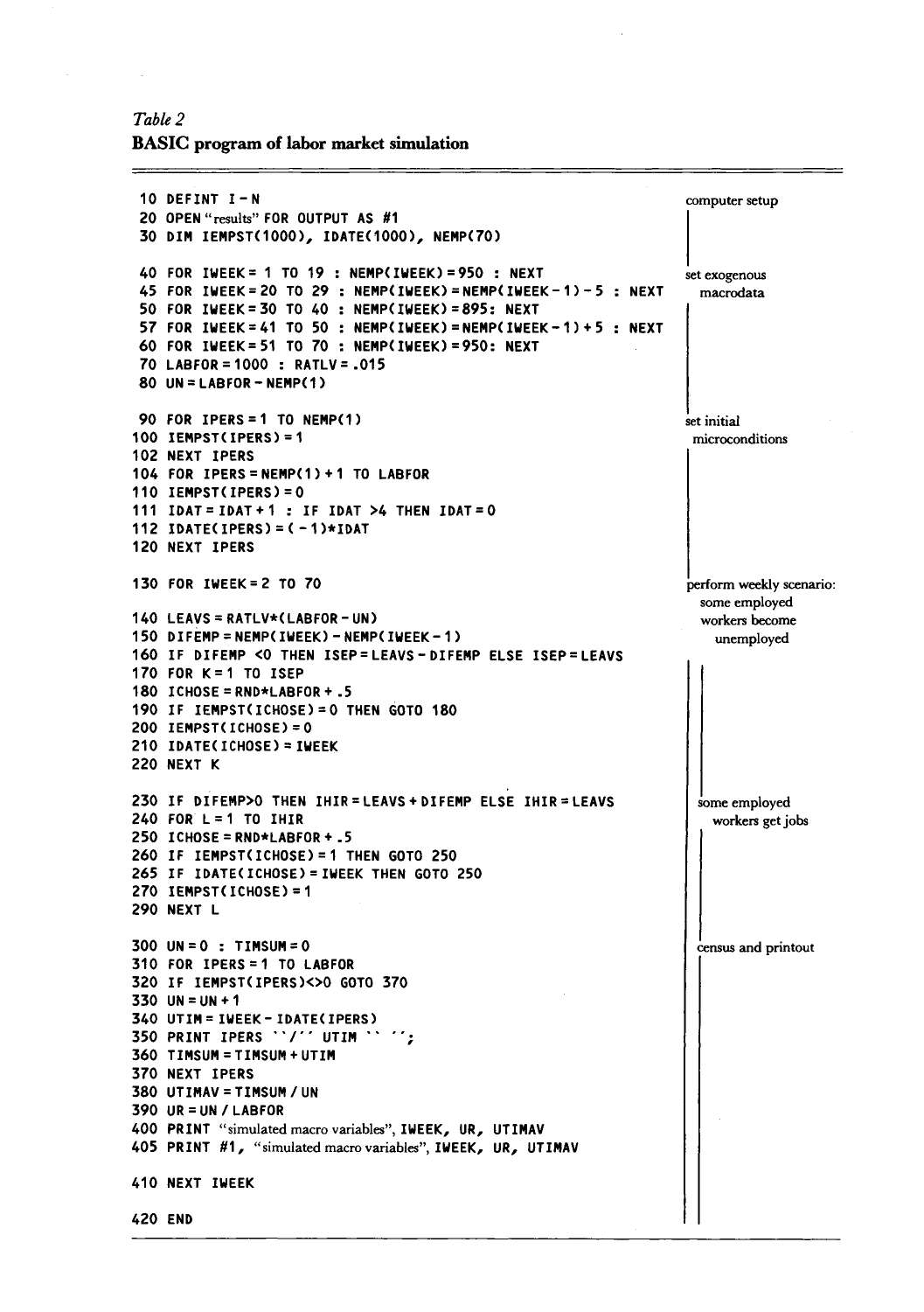*Table 2*

**BASIC program of labor market simulation**

```
 10 DEFINT I-N                                                    computer setup
 20 OPEN "results" FOR OUTPUT AS #1
 30 DIM IEMPST(1000), IDATE(1000), NEMP(70)

 40 FOR IWEEK= 1 TO 19 : NEMP(IWEEK)=950 : NEXT                   set exogenous
 45 FOR IWEEK=20 TO 29 : NEMP(IWEEK)=NEMP(IWEEK-1)-5 : NEXT          macrodata
 50 FOR IWEEK=30 TO 40 : NEMP(IWEEK)=895: NEXT
 57 FOR IWEEK=41 TO 50 : NEMP(IWEEK)=NEMP(IWEEK-1)+5 : NEXT
 60 FOR IWEEK=51 TO 70 : NEMP(IWEEK)=950: NEXT
 70 LABFOR=1000 : RATLV=.015
 80 UN=LABFOR-NEMP(1)

 90 FOR IPERS=1 TO NEMP(1)                                        set initial
100 IEMPST(IPERS)=1                                                  microconditions
102 NEXT IPERS
104 FOR IPERS=NEMP(1)+1 TO LABFOR
110 IEMPST(IPERS)=0
111 IDAT=IDAT+1 : IF IDAT >4 THEN IDAT=0
112 IDATE(IPERS)=(-1)*IDAT
120 NEXT IPERS

130 FOR IWEEK=2 TO 70                                             perform weekly scenario:
                                                                     some employed
140 LEAVS=RATLV*(LABFOR-UN)                                          workers become
150 DIFEMP=NEMP(IWEEK)-NEMP(IWEEK-1)                                   unemployed
160 IF DIFEMP <0 THEN ISEP=LEAVS-DIFEMP ELSE ISEP=LEAVS
170 FOR K=1 TO ISEP
180 ICHOSE=RND*LABFOR+.5
190 IF IEMPST(ICHOSE)=0 THEN GOTO 180
200 IEMPST(ICHOSE)=0
210 IDATE(ICHOSE)=IWEEK
220 NEXT K

230 IF DIFEMP>0 THEN IHIR=LEAVS+DIFEMP ELSE IHIR=LEAVS              some employed
240 FOR L=1 TO IHIR                                                    workers get jobs
250 ICHOSE=RND*LABFOR+.5
260 IF IEMPST(ICHOSE)=1 THEN GOTO 250
265 IF IDATE(ICHOSE)=IWEEK THEN GOTO 250
270 IEMPST(ICHOSE)=1
290 NEXT L

300 UN=0 : TIMSUM=0                                                 census and printout
310 FOR IPERS=1 TO LABFOR
320 IF IEMPST(IPERS)<>0 GOTO 370
330 UN=UN+1
340 UTIM=IWEEK-IDATE(IPERS)
350 PRINT IPERS ``/'' UTIM `` '';
360 TIMSUM=TIMSUM+UTIM
370 NEXT IPERS
380 UTIMAV=TIMSUM/UN
390 UR=UN/LABFOR
400 PRINT "simulated macro variables", IWEEK, UR, UTIMAV
405 PRINT #1, "simulated macro variables", IWEEK, UR, UTIMAV

410 NEXT IWEEK

420 END
```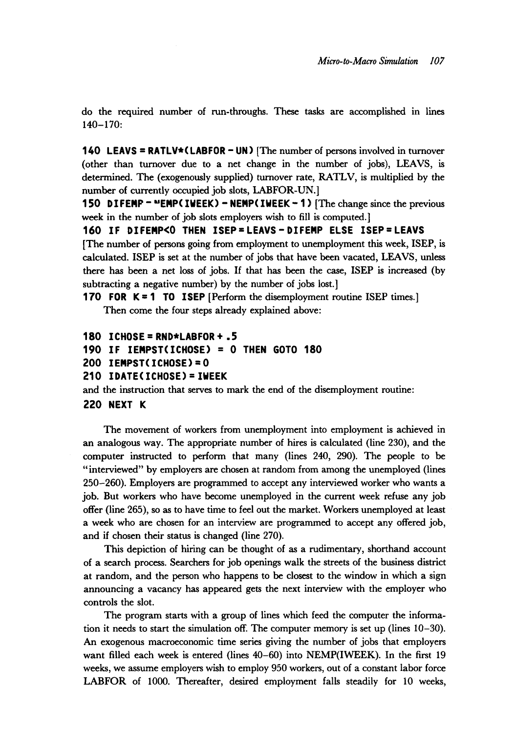do the required number of run-throughs. These tasks are accomplished in lines 140–170:

**140 LEAVS = RATLV*(LABFOR - UN)** [The number of persons involved in turnover (other than turnover due to a net change in the number of jobs), LEAVS, is determined. The (exogenously supplied) turnover rate, RATLV, is multiplied by the number of currently occupied job slots, LABFOR-UN.]

**150 DIFEMP = NEMP(IWEEK) - NEMP(IWEEK - 1)** [The change since the previous week in the number of job slots employers wish to fill is computed.]

**160 IF DIFEMP<0 THEN ISEP = LEAVS - DIFEMP ELSE ISEP = LEAVS**
[The number of persons going from employment to unemployment this week, ISEP, is calculated. ISEP is set at the number of jobs that have been vacated, LEAVS, unless there has been a net loss of jobs. If that has been the case, ISEP is increased (by subtracting a negative number) by the number of jobs lost.]

**170 FOR K = 1 TO ISEP** [Perform the disemployment routine ISEP times.]

Then come the four steps already explained above:

```
180 ICHOSE = RND*LABFOR + .5
190 IF IEMPST(ICHOSE) = 0 THEN GOTO 180
200 IEMPST(ICHOSE) = 0
210 IDATE(ICHOSE) = IWEEK
```

and the instruction that serves to mark the end of the disemployment routine:

```
220 NEXT K
```

The movement of workers from unemployment into employment is achieved in an analogous way. The appropriate number of hires is calculated (line 230), and the computer instructed to perform that many (lines 240, 290). The people to be "interviewed" by employers are chosen at random from among the unemployed (lines 250–260). Employers are programmed to accept any interviewed worker who wants a job. But workers who have become unemployed in the current week refuse any job offer (line 265), so as to have time to feel out the market. Workers unemployed at least a week who are chosen for an interview are programmed to accept any offered job, and if chosen their status is changed (line 270).

This depiction of hiring can be thought of as a rudimentary, shorthand account of a search process. Searchers for job openings walk the streets of the business district at random, and the person who happens to be closest to the window in which a sign announcing a vacancy has appeared gets the next interview with the employer who controls the slot.

The program starts with a group of lines which feed the computer the information it needs to start the simulation off. The computer memory is set up (lines 10–30). An exogenous macroeconomic time series giving the number of jobs that employers want filled each week is entered (lines 40–60) into NEMP(IWEEK). In the first 19 weeks, we assume employers wish to employ 950 workers, out of a constant labor force LABFOR of 1000. Thereafter, desired employment falls steadily for 10 weeks,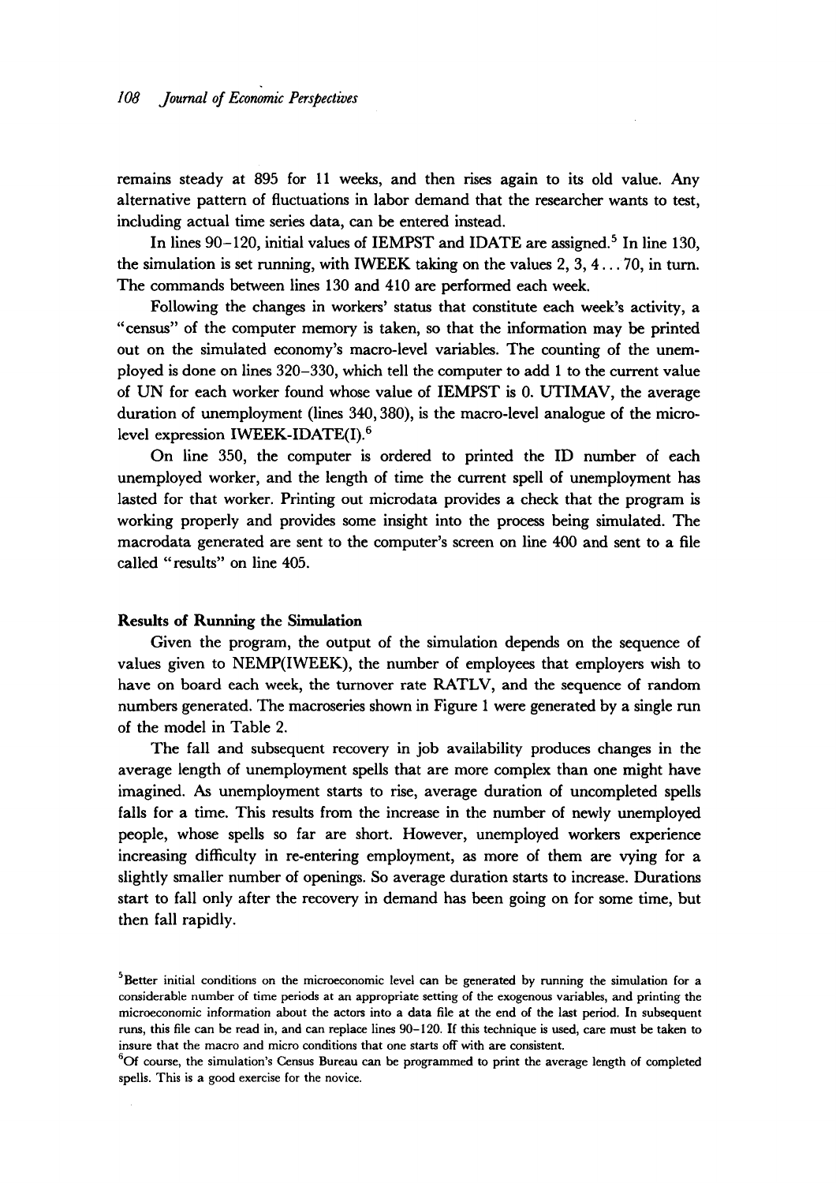remains steady at 895 for 11 weeks, and then rises again to its old value. Any alternative pattern of fluctuations in labor demand that the researcher wants to test, including actual time series data, can be entered instead.

In lines 90–120, initial values of IEMPST and IDATE are assigned.[5] In line 130, the simulation is set running, with IWEEK taking on the values 2, 3, 4 . . . 70, in turn. The commands between lines 130 and 410 are performed each week.

Following the changes in workers' status that constitute each week's activity, a "census" of the computer memory is taken, so that the information may be printed out on the simulated economy's macro-level variables. The counting of the unemployed is done on lines 320–330, which tell the computer to add 1 to the current value of UN for each worker found whose value of IEMPST is 0. UTIMAV, the average duration of unemployment (lines 340, 380), is the macro-level analogue of the micro-level expression IWEEK-IDATE(I).[6]

On line 350, the computer is ordered to printed the ID number of each unemployed worker, and the length of time the current spell of unemployment has lasted for that worker. Printing out microdata provides a check that the program is working properly and provides some insight into the process being simulated. The macrodata generated are sent to the computer's screen on line 400 and sent to a file called "results" on line 405.

### Results of Running the Simulation

Given the program, the output of the simulation depends on the sequence of values given to NEMP(IWEEK), the number of employees that employers wish to have on board each week, the turnover rate RATLV, and the sequence of random numbers generated. The macroseries shown in Figure 1 were generated by a single run of the model in Table 2.

The fall and subsequent recovery in job availability produces changes in the average length of unemployment spells that are more complex than one might have imagined. As unemployment starts to rise, average duration of uncompleted spells falls for a time. This results from the increase in the number of newly unemployed people, whose spells so far are short. However, unemployed workers experience increasing difficulty in re-entering employment, as more of them are vying for a slightly smaller number of openings. So average duration starts to increase. Durations start to fall only after the recovery in demand has been going on for some time, but then fall rapidly.

[5] Better initial conditions on the microeconomic level can be generated by running the simulation for a considerable number of time periods at an appropriate setting of the exogenous variables, and printing the microeconomic information about the actors into a data file at the end of the last period. In subsequent runs, this file can be read in, and can replace lines 90–120. If this technique is used, care must be taken to insure that the macro and micro conditions that one starts off with are consistent.

[6] Of course, the simulation's Census Bureau can be programmed to print the average length of completed spells. This is a good exercise for the novice.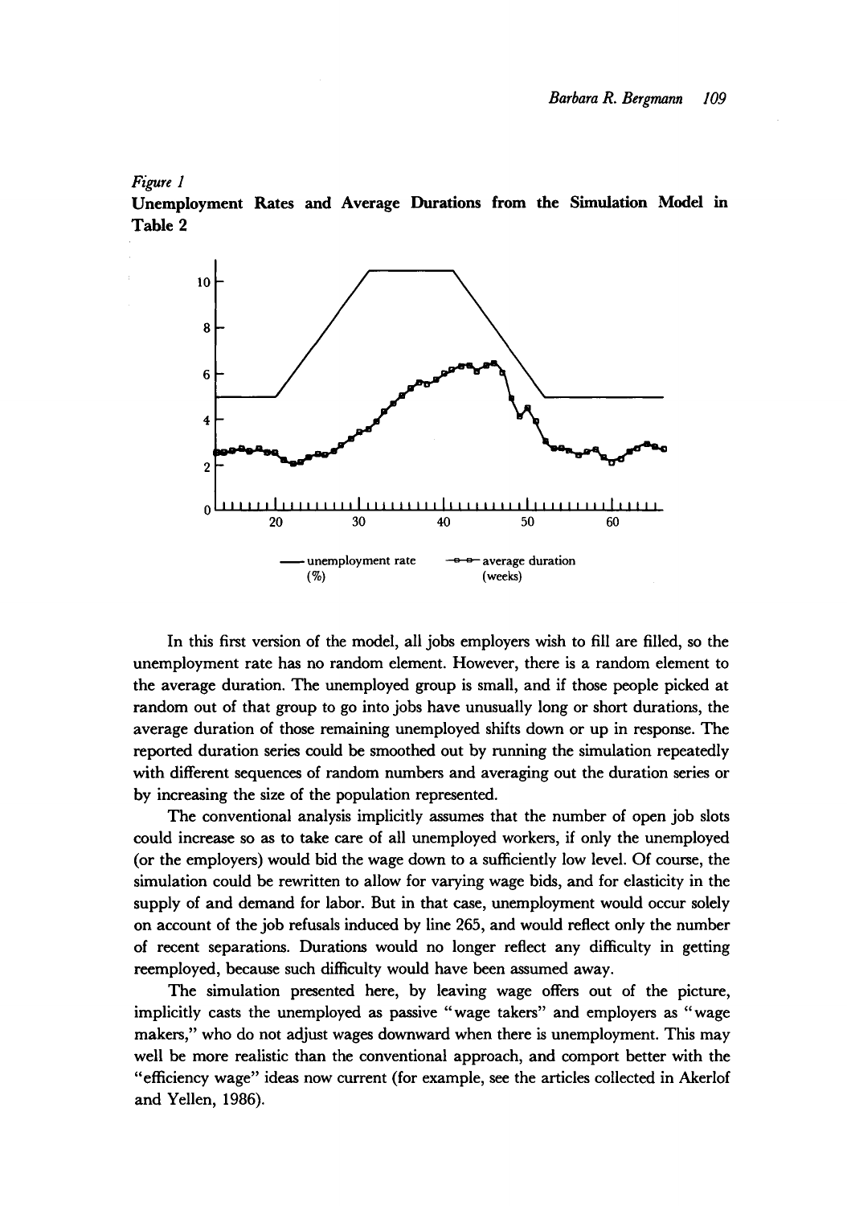*Figure 1*
**Unemployment Rates and Average Durations from the Simulation Model in Table 2**

In this first version of the model, all jobs employers wish to fill are filled, so the unemployment rate has no random element. However, there is a random element to the average duration. The unemployed group is small, and if those people picked at random out of that group to go into jobs have unusually long or short durations, the average duration of those remaining unemployed shifts down or up in response. The reported duration series could be smoothed out by running the simulation repeatedly with different sequences of random numbers and averaging out the duration series or by increasing the size of the population represented.

The conventional analysis implicitly assumes that the number of open job slots could increase so as to take care of all unemployed workers, if only the unemployed (or the employers) would bid the wage down to a sufficiently low level. Of course, the simulation could be rewritten to allow for varying wage bids, and for elasticity in the supply of and demand for labor. But in that case, unemployment would occur solely on account of the job refusals induced by line 265, and would reflect only the number of recent separations. Durations would no longer reflect any difficulty in getting reemployed, because such difficulty would have been assumed away.

The simulation presented here, by leaving wage offers out of the picture, implicitly casts the unemployed as passive "wage takers" and employers as "wage makers," who do not adjust wages downward when there is unemployment. This may well be more realistic than the conventional approach, and comport better with the "efficiency wage" ideas now current (for example, see the articles collected in Akerlof and Yellen, 1986).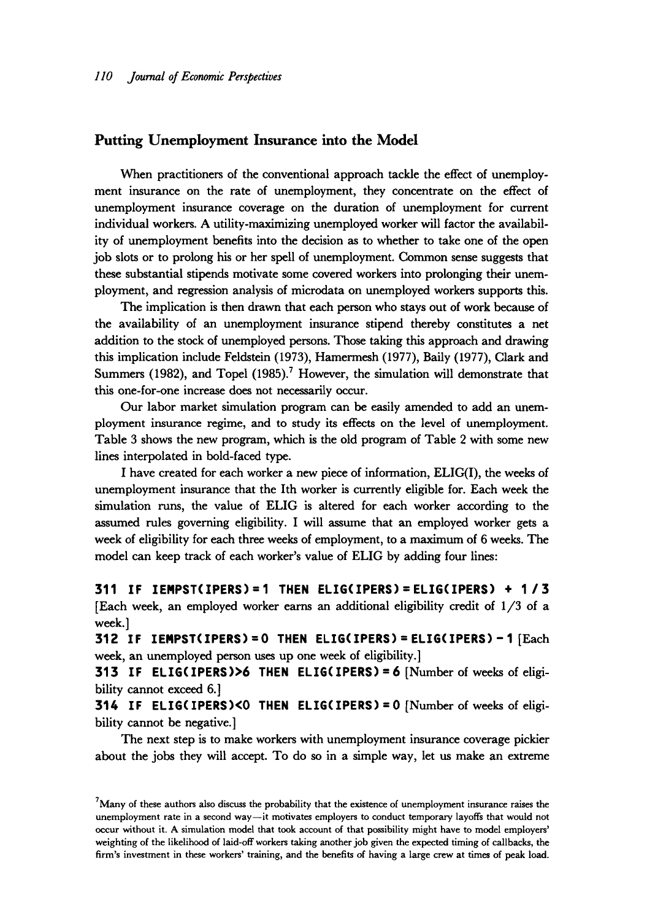## Putting Unemployment Insurance into the Model

When practitioners of the conventional approach tackle the effect of unemployment insurance on the rate of unemployment, they concentrate on the effect of unemployment insurance coverage on the duration of unemployment for current individual workers. A utility-maximizing unemployed worker will factor the availability of unemployment benefits into the decision as to whether to take one of the open job slots or to prolong his or her spell of unemployment. Common sense suggests that these substantial stipends motivate some covered workers into prolonging their unemployment, and regression analysis of microdata on unemployed workers supports this.

The implication is then drawn that each person who stays out of work because of the availability of an unemployment insurance stipend thereby constitutes a net addition to the stock of unemployed persons. Those taking this approach and drawing this implication include Feldstein (1973), Hamermesh (1977), Baily (1977), Clark and Summers (1982), and Topel (1985).[7] However, the simulation will demonstrate that this one-for-one increase does not necessarily occur.

Our labor market simulation program can be easily amended to add an unemployment insurance regime, and to study its effects on the level of unemployment. Table 3 shows the new program, which is the old program of Table 2 with some new lines interpolated in bold-faced type.

I have created for each worker a new piece of information, ELIG(I), the weeks of unemployment insurance that the Ith worker is currently eligible for. Each week the simulation runs, the value of ELIG is altered for each worker according to the assumed rules governing eligibility. I will assume that an employed worker gets a week of eligibility for each three weeks of employment, to a maximum of 6 weeks. The model can keep track of each worker's value of ELIG by adding four lines:

**311 IF IEMPST(IPERS)=1 THEN ELIG(IPERS)=ELIG(IPERS) + 1/3** [Each week, an employed worker earns an additional eligibility credit of 1/3 of a week.]

**312 IF IEMPST(IPERS)=0 THEN ELIG(IPERS)=ELIG(IPERS)-1** [Each week, an unemployed person uses up one week of eligibility.]

**313 IF ELIG(IPERS)>6 THEN ELIG(IPERS)=6** [Number of weeks of eligibility cannot exceed 6.]

**314 IF ELIG(IPERS)<0 THEN ELIG(IPERS)=0** [Number of weeks of eligibility cannot be negative.]

The next step is to make workers with unemployment insurance coverage pickier about the jobs they will accept. To do so in a simple way, let us make an extreme

[7] Many of these authors also discuss the probability that the existence of unemployment insurance raises the unemployment rate in a second way—it motivates employers to conduct temporary layoffs that would not occur without it. A simulation model that took account of that possibility might have to model employers' weighting of the likelihood of laid-off workers taking another job given the expected timing of callbacks, the firm's investment in these workers' training, and the benefits of having a large crew at times of peak load.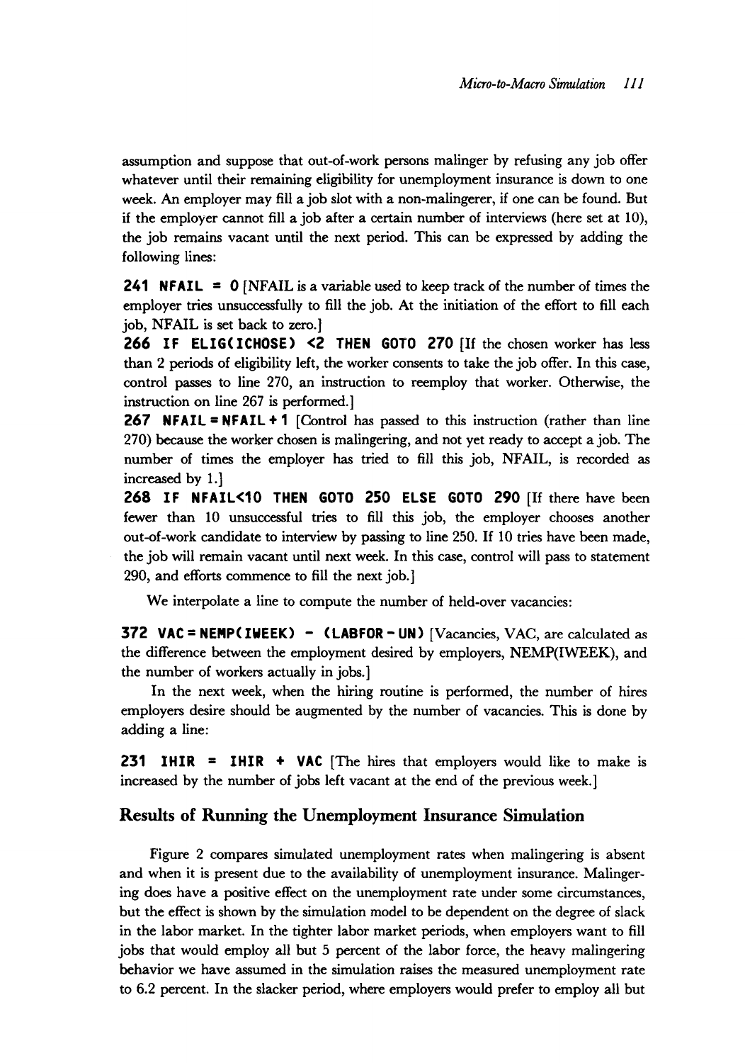assumption and suppose that out-of-work persons malinger by refusing any job offer whatever until their remaining eligibility for unemployment insurance is down to one week. An employer may fill a job slot with a non-malingerer, if one can be found. But if the employer cannot fill a job after a certain number of interviews (here set at 10), the job remains vacant until the next period. This can be expressed by adding the following lines:

**241 NFAIL = 0** [NFAIL is a variable used to keep track of the number of times the employer tries unsuccessfully to fill the job. At the initiation of the effort to fill each job, NFAIL is set back to zero.]

**266 IF ELIG(ICHOSE) <2 THEN GOTO 270** [If the chosen worker has less than 2 periods of eligibility left, the worker consents to take the job offer. In this case, control passes to line 270, an instruction to reemploy that worker. Otherwise, the instruction on line 267 is performed.]

**267 NFAIL = NFAIL + 1** [Control has passed to this instruction (rather than line 270) because the worker chosen is malingering, and not yet ready to accept a job. The number of times the employer has tried to fill this job, NFAIL, is recorded as increased by 1.]

**268 IF NFAIL<10 THEN GOTO 250 ELSE GOTO 290** [If there have been fewer than 10 unsuccessful tries to fill this job, the employer chooses another out-of-work candidate to interview by passing to line 250. If 10 tries have been made, the job will remain vacant until next week. In this case, control will pass to statement 290, and efforts commence to fill the next job.]

We interpolate a line to compute the number of held-over vacancies:

**372 VAC = NEMP(IWEEK) - (LABFOR - UN)** [Vacancies, VAC, are calculated as the difference between the employment desired by employers, NEMP(IWEEK), and the number of workers actually in jobs.]

In the next week, when the hiring routine is performed, the number of hires employers desire should be augmented by the number of vacancies. This is done by adding a line:

**231 IHIR = IHIR + VAC** [The hires that employers would like to make is increased by the number of jobs left vacant at the end of the previous week.]

## Results of Running the Unemployment Insurance Simulation

Figure 2 compares simulated unemployment rates when malingering is absent and when it is present due to the availability of unemployment insurance. Malingering does have a positive effect on the unemployment rate under some circumstances, but the effect is shown by the simulation model to be dependent on the degree of slack in the labor market. In the tighter labor market periods, when employers want to fill jobs that would employ all but 5 percent of the labor force, the heavy malingering behavior we have assumed in the simulation raises the measured unemployment rate to 6.2 percent. In the slacker period, where employers would prefer to employ all but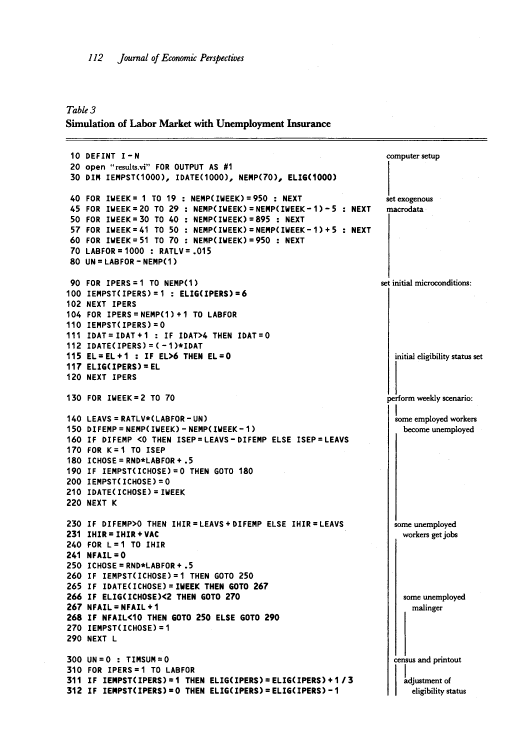*Table 3*
**Simulation of Labor Market with Unemployment Insurance**

```
 10 DEFINT I-N                                                          computer setup
 20 open "results.vi" FOR OUTPUT AS #1
 30 DIM IEMPST(1000), IDATE(1000), NEMP(70), ELIG(1000)

 40 FOR IWEEK= 1 TO 19 : NEMP(IWEEK)=950 : NEXT                         set exogenous
 45 FOR IWEEK=20 TO 29 : NEMP(IWEEK)=NEMP(IWEEK-1)-5 : NEXT             macrodata
 50 FOR IWEEK=30 TO 40 : NEMP(IWEEK)=895 : NEXT
 57 FOR IWEEK=41 TO 50 : NEMP(IWEEK)=NEMP(IWEEK-1)+5 : NEXT
 60 FOR IWEEK=51 TO 70 : NEMP(IWEEK)=950 : NEXT
 70 LABFOR=1000 : RATLV=.015
 80 UN=LABFOR-NEMP(1)

 90 FOR IPERS=1 TO NEMP(1)                                              set initial microconditions:
100 IEMPST(IPERS)=1 : ELIG(IPERS)=6
102 NEXT IPERS
104 FOR IPERS=NEMP(1)+1 TO LABFOR
110 IEMPST(IPERS)=0
111 IDAT=IDAT+1 : IF IDAT>4 THEN IDAT=0
112 IDATE(IPERS)=(-1)*IDAT
115 EL=EL+1 : IF EL>6 THEN EL=0                                           initial eligibility status set
117 ELIG(IPERS)=EL
120 NEXT IPERS

130 FOR IWEEK=2 TO 70                                                   perform weekly scenario:

140 LEAVS=RATLV*(LABFOR-UN)                                               some employed workers
150 DIFEMP=NEMP(IWEEK)-NEMP(IWEEK-1)                                        become unemployed
160 IF DIFEMP <0 THEN ISEP=LEAVS-DIFEMP ELSE ISEP=LEAVS
170 FOR K=1 TO ISEP
180 ICHOSE=RND*LABFOR+.5
190 IF IEMPST(ICHOSE)=0 THEN GOTO 180
200 IEMPST(ICHOSE)=0
210 IDATE(ICHOSE)=IWEEK
220 NEXT K

230 IF DIFEMP>0 THEN IHIR=LEAVS+DIFEMP ELSE IHIR=LEAVS                    some unemployed
231 IHIR=IHIR+VAC                                                           workers get jobs
240 FOR L=1 TO IHIR
241 NFAIL=0
250 ICHOSE=RND*LABFOR+.5
260 IF IEMPST(ICHOSE)=1 THEN GOTO 250
265 IF IDATE(ICHOSE)=IWEEK THEN GOTO 267
266 IF ELIG(ICHOSE)<2 THEN GOTO 270                                         some unemployed
267 NFAIL=NFAIL+1                                                             malinger
268 IF NFAIL<10 THEN GOTO 250 ELSE GOTO 290
270 IEMPST(ICHOSE)=1
290 NEXT L

300 UN=0 : TIMSUM=0                                                       census and printout
310 FOR IPERS=1 TO LABFOR
311 IF IEMPST(IPERS)=1 THEN ELIG(IPERS)=ELIG(IPERS)+1/3                   adjustment of
312 IF IEMPST(IPERS)=0 THEN ELIG(IPERS)=ELIG(IPERS)-1                       eligibility status
```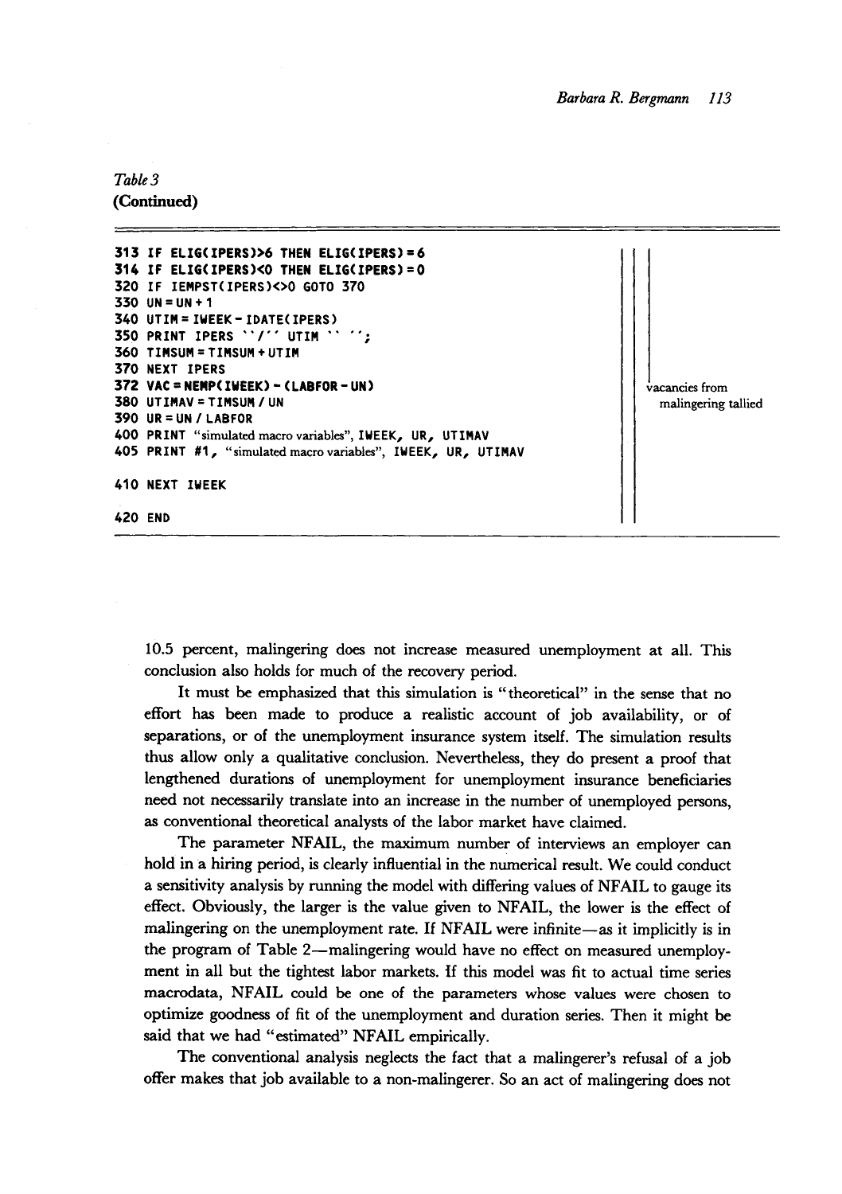*Table 3*
**(Continued)**

```
313 IF ELIG(IPERS)>6 THEN ELIG(IPERS)=6
314 IF ELIG(IPERS)<0 THEN ELIG(IPERS)=0
320 IF IEMPST(IPERS)<>0 GOTO 370
330 UN=UN+1
340 UTIM=IWEEK-IDATE(IPERS)
350 PRINT IPERS "/" UTIM " ";
360 TIMSUM=TIMSUM+UTIM
370 NEXT IPERS
372 VAC=NEMP(IWEEK)-(LABFOR-UN)                     vacancies from
380 UTIMAV=TIMSUM/UN                                  malingering tallied
390 UR=UN/LABFOR
400 PRINT "simulated macro variables", IWEEK, UR, UTIMAV
405 PRINT #1, "simulated macro variables", IWEEK, UR, UTIMAV

410 NEXT IWEEK

420 END
```

10.5 percent, malingering does not increase measured unemployment at all. This conclusion also holds for much of the recovery period.

It must be emphasized that this simulation is "theoretical" in the sense that no effort has been made to produce a realistic account of job availability, or of separations, or of the unemployment insurance system itself. The simulation results thus allow only a qualitative conclusion. Nevertheless, they do present a proof that lengthened durations of unemployment for unemployment insurance beneficiaries need not necessarily translate into an increase in the number of unemployed persons, as conventional theoretical analysts of the labor market have claimed.

The parameter NFAIL, the maximum number of interviews an employer can hold in a hiring period, is clearly influential in the numerical result. We could conduct a sensitivity analysis by running the model with differing values of NFAIL to gauge its effect. Obviously, the larger is the value given to NFAIL, the lower is the effect of malingering on the unemployment rate. If NFAIL were infinite—as it implicitly is in the program of Table 2—malingering would have no effect on measured unemployment in all but the tightest labor markets. If this model was fit to actual time series macrodata, NFAIL could be one of the parameters whose values were chosen to optimize goodness of fit of the unemployment and duration series. Then it might be said that we had "estimated" NFAIL empirically.

The conventional analysis neglects the fact that a malingerer's refusal of a job offer makes that job available to a non-malingerer. So an act of malingering does not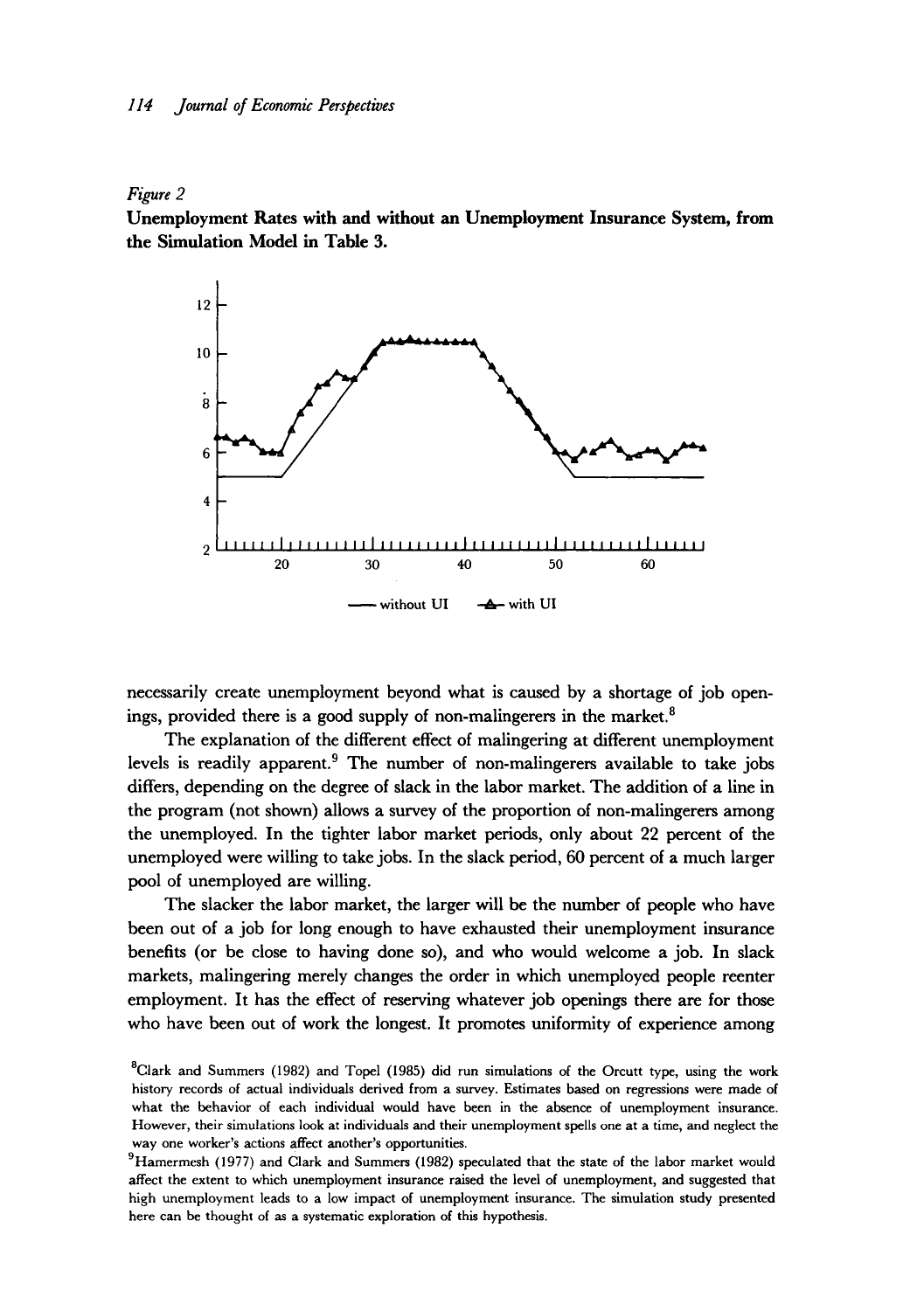*Figure 2*
**Unemployment Rates with and without an Unemployment Insurance System, from the Simulation Model in Table 3.**

necessarily create unemployment beyond what is caused by a shortage of job openings, provided there is a good supply of non-malingerers in the market.[8]

The explanation of the different effect of malingering at different unemployment levels is readily apparent.[9] The number of non-malingerers available to take jobs differs, depending on the degree of slack in the labor market. The addition of a line in the program (not shown) allows a survey of the proportion of non-malingerers among the unemployed. In the tighter labor market periods, only about 22 percent of the unemployed were willing to take jobs. In the slack period, 60 percent of a much larger pool of unemployed are willing.

The slacker the labor market, the larger will be the number of people who have been out of a job for long enough to have exhausted their unemployment insurance benefits (or be close to having done so), and who would welcome a job. In slack markets, malingering merely changes the order in which unemployed people reenter employment. It has the effect of reserving whatever job openings there are for those who have been out of work the longest. It promotes uniformity of experience among

[8]Clark and Summers (1982) and Topel (1985) did run simulations of the Orcutt type, using the work history records of actual individuals derived from a survey. Estimates based on regressions were made of what the behavior of each individual would have been in the absence of unemployment insurance. However, their simulations look at individuals and their unemployment spells one at a time, and neglect the way one worker's actions affect another's opportunities.

[9]Hamermesh (1977) and Clark and Summers (1982) speculated that the state of the labor market would affect the extent to which unemployment insurance raised the level of unemployment, and suggested that high unemployment leads to a low impact of unemployment insurance. The simulation study presented here can be thought of as a systematic exploration of this hypothesis.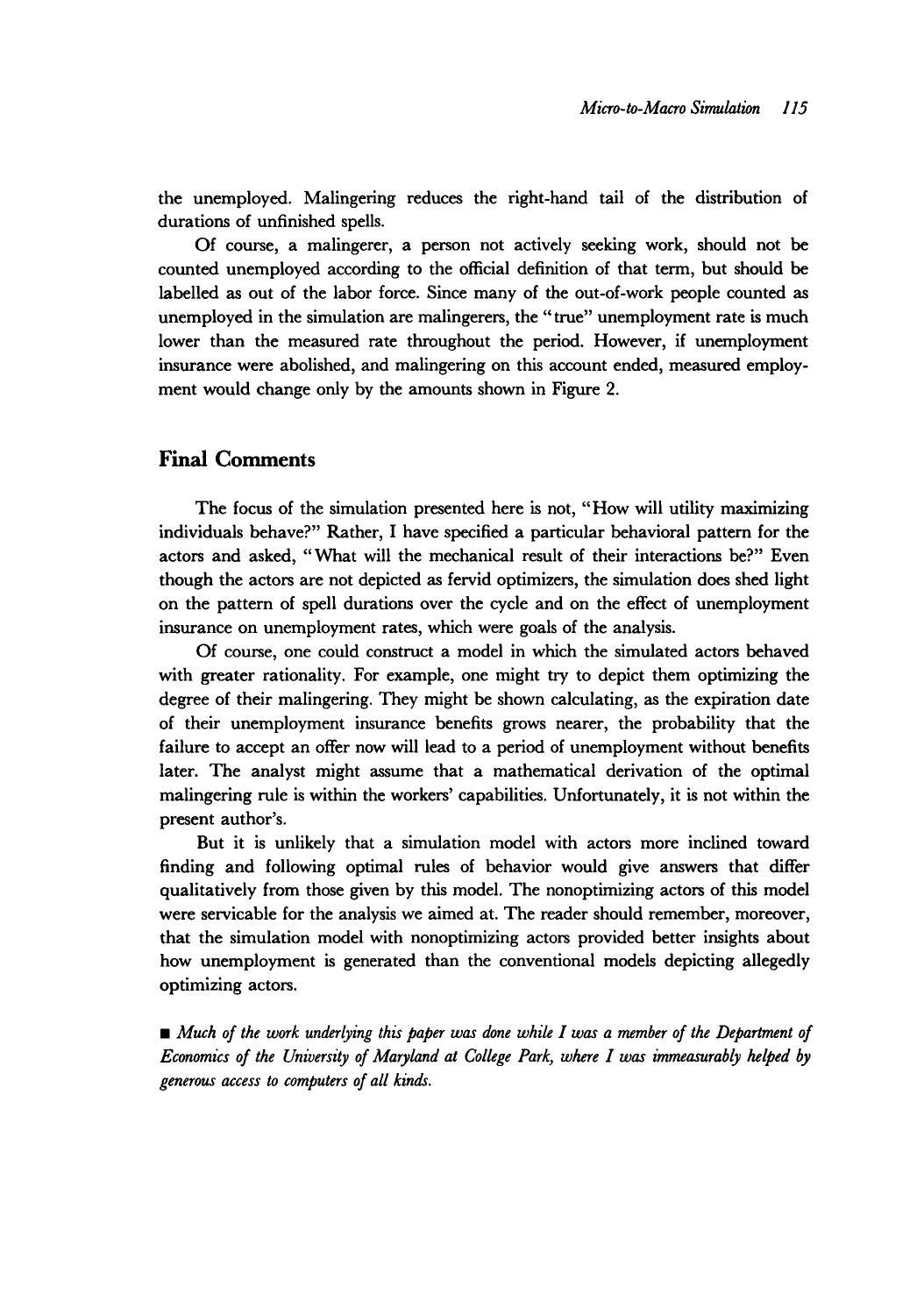the unemployed. Malingering reduces the right-hand tail of the distribution of durations of unfinished spells.

Of course, a malingerer, a person not actively seeking work, should not be counted unemployed according to the official definition of that term, but should be labelled as out of the labor force. Since many of the out-of-work people counted as unemployed in the simulation are malingerers, the "true" unemployment rate is much lower than the measured rate throughout the period. However, if unemployment insurance were abolished, and malingering on this account ended, measured employment would change only by the amounts shown in Figure 2.

## Final Comments

The focus of the simulation presented here is not, "How will utility maximizing individuals behave?" Rather, I have specified a particular behavioral pattern for the actors and asked, "What will the mechanical result of their interactions be?" Even though the actors are not depicted as fervid optimizers, the simulation does shed light on the pattern of spell durations over the cycle and on the effect of unemployment insurance on unemployment rates, which were goals of the analysis.

Of course, one could construct a model in which the simulated actors behaved with greater rationality. For example, one might try to depict them optimizing the degree of their malingering. They might be shown calculating, as the expiration date of their unemployment insurance benefits grows nearer, the probability that the failure to accept an offer now will lead to a period of unemployment without benefits later. The analyst might assume that a mathematical derivation of the optimal malingering rule is within the workers' capabilities. Unfortunately, it is not within the present author's.

But it is unlikely that a simulation model with actors more inclined toward finding and following optimal rules of behavior would give answers that differ qualitatively from those given by this model. The nonoptimizing actors of this model were servicable for the analysis we aimed at. The reader should remember, moreover, that the simulation model with nonoptimizing actors provided better insights about how unemployment is generated than the conventional models depicting allegedly optimizing actors.

■ *Much of the work underlying this paper was done while I was a member of the Department of Economics of the University of Maryland at College Park, where I was immeasurably helped by generous access to computers of all kinds.*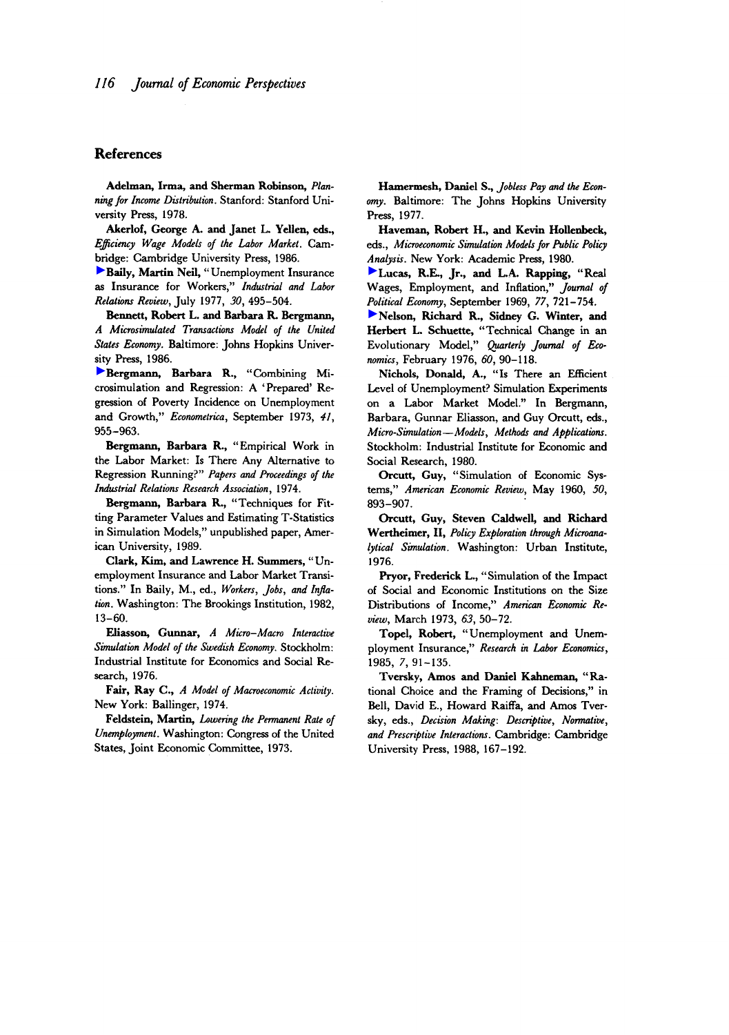## References

**Adelman, Irma, and Sherman Robinson,** *Planning for Income Distribution.* Stanford: Stanford University Press, 1978.

**Akerlof, George A. and Janet L. Yellen, eds.,** *Efficiency Wage Models of the Labor Market.* Cambridge: Cambridge University Press, 1986.

**Baily, Martin Neil,** "Unemployment Insurance as Insurance for Workers," *Industrial and Labor Relations Review,* July 1977, *30,* 495–504.

**Bennett, Robert L. and Barbara R. Bergmann,** *A Microsimulated Transactions Model of the United States Economy.* Baltimore: Johns Hopkins University Press, 1986.

**Bergmann, Barbara R.,** "Combining Microsimulation and Regression: A 'Prepared' Regression of Poverty Incidence on Unemployment and Growth," *Econometrica,* September 1973, *41,* 955–963.

**Bergmann, Barbara R.,** "Empirical Work in the Labor Market: Is There Any Alternative to Regression Running?" *Papers and Proceedings of the Industrial Relations Research Association,* 1974.

**Bergmann, Barbara R.,** "Techniques for Fitting Parameter Values and Estimating T-Statistics in Simulation Models," unpublished paper, American University, 1989.

**Clark, Kim, and Lawrence H. Summers,** "Unemployment Insurance and Labor Market Transitions." In Baily, M., ed., *Workers, Jobs, and Inflation.* Washington: The Brookings Institution, 1982, 13–60.

**Eliasson, Gunnar,** *A Micro–Macro Interactive Simulation Model of the Swedish Economy.* Stockholm: Industrial Institute for Economics and Social Research, 1976.

**Fair, Ray C.,** *A Model of Macroeconomic Activity.* New York: Ballinger, 1974.

**Feldstein, Martin,** *Lowering the Permanent Rate of Unemployment.* Washington: Congress of the United States, Joint Economic Committee, 1973.

**Hamermesh, Daniel S.,** *Jobless Pay and the Economy.* Baltimore: The Johns Hopkins University Press, 1977.

**Haveman, Robert H., and Kevin Hollenbeck,** eds., *Microeconomic Simulation Models for Public Policy Analysis.* New York: Academic Press, 1980.

**Lucas, R.E., Jr., and L.A. Rapping,** "Real Wages, Employment, and Inflation," *Journal of Political Economy,* September 1969, *77,* 721–754.

**Nelson, Richard R., Sidney G. Winter, and Herbert L. Schuette,** "Technical Change in an Evolutionary Model," *Quarterly Journal of Economics,* February 1976, *60,* 90–118.

**Nichols, Donald, A.,** "Is There an Efficient Level of Unemployment? Simulation Experiments on a Labor Market Model." In Bergmann, Barbara, Gunnar Eliasson, and Guy Orcutt, eds., *Micro-Simulation—Models, Methods and Applications.* Stockholm: Industrial Institute for Economic and Social Research, 1980.

**Orcutt, Guy,** "Simulation of Economic Systems," *American Economic Review,* May 1960, *50,* 893–907.

**Orcutt, Guy, Steven Caldwell, and Richard Wertheimer, II,** *Policy Exploration through Microanalytical Simulation.* Washington: Urban Institute, 1976.

**Pryor, Frederick L.,** "Simulation of the Impact of Social and Economic Institutions on the Size Distributions of Income," *American Economic Review,* March 1973, *63,* 50–72.

**Topel, Robert,** "Unemployment and Unemployment Insurance," *Research in Labor Economics,* 1985, *7,* 91–135.

**Tversky, Amos and Daniel Kahneman,** "Rational Choice and the Framing of Decisions," in Bell, David E., Howard Raiffa, and Amos Tversky, eds., *Decision Making: Descriptive, Normative, and Prescriptive Interactions.* Cambridge: Cambridge University Press, 1988, 167–192.